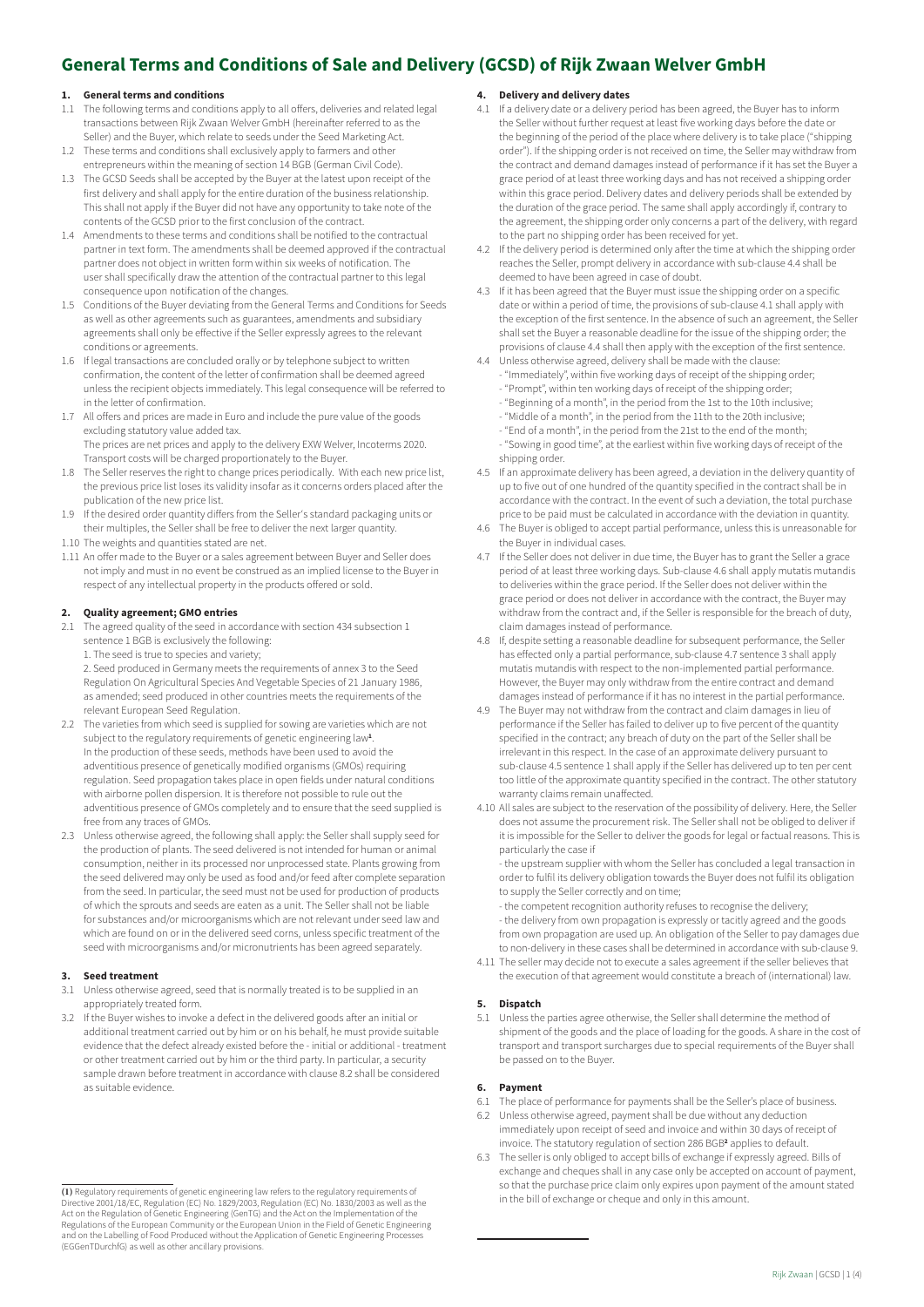# General Terms and Conditions of Sale and Delivery (GCSD) of Rijk Zwaan Welver GmbH

## 1. General terms and conditions

1.1 The following terms and conditions apply to all offers, deliveries and related legal transactions between Rijk Zwaan Welver GmbH (hereinafter referred to as the Seller) and the Buyer, which relate to seeds under the Seed Marketing Act.

1.2 These terms and conditions shall exclusively apply to farmers and other entrepreneurs within the meaning of section 14 BGB (German Civil Code).

1.3 The GCSD Seeds shall be accepted by the Buyer at the latest upon receipt of the first delivery and shall apply for the entire duration of the business relationship. This shall not apply if the Buyer did not have any opportunity to take note of the contents of the GCSD prior to the first conclusion of the contract.

1.4 Amendments to these terms and conditions shall be notified to the contractual partner in text form. The amendments shall be deemed approved if the contractual partner does not object in written form within six weeks of notification. The user shall specifically draw the attention of the contractual partner to this legal consequence upon notification of the changes.

1.5 Conditions of the Buyer deviating from the General Terms and Conditions for Seeds as well as other agreements such as guarantees, amendments and subsidiary agreements shall only be effective if the Seller expressly agrees to the relevant conditions or agreements.

1.6 If legal transactions are concluded orally or by telephone subject to written confirmation, the content of the letter of confirmation shall be deemed agreed unless the recipient objects immediately. This legal consequence will be referred to in the letter of confirmation.

1.7 All offers and prices are made in Euro and include the pure value of the goods excluding statutory value added tax.
The prices are net prices and apply to the delivery EXW Welver, Incoterms 2020. Transport costs will be charged proportionately to the Buyer.

1.8 The Seller reserves the right to change prices periodically. With each new price list, the previous price list loses its validity insofar as it concerns orders placed after the publication of the new price list.

1.9 If the desired order quantity differs from the Seller's standard packaging units or their multiples, the Seller shall be free to deliver the next larger quantity.

1.10 The weights and quantities stated are net.

1.11 An offer made to the Buyer or a sales agreement between Buyer and Seller does not imply and must in no event be construed as an implied license to the Buyer in respect of any intellectual property in the products offered or sold.

## 2. Quality agreement; GMO entries

2.1 The agreed quality of the seed in accordance with section 434 subsection 1 sentence 1 BGB is exclusively the following:
1. The seed is true to species and variety;
2. Seed produced in Germany meets the requirements of annex 3 to the Seed Regulation On Agricultural Species And Vegetable Species of 21 January 1986, as amended; seed produced in other countries meets the requirements of the relevant European Seed Regulation.

2.2 The varieties from which seed is supplied for sowing are varieties which are not subject to the regulatory requirements of genetic engineering law[1].
In the production of these seeds, methods have been used to avoid the adventitious presence of genetically modified organisms (GMOs) requiring regulation. Seed propagation takes place in open fields under natural conditions with airborne pollen dispersion. It is therefore not possible to rule out the adventitious presence of GMOs completely and to ensure that the seed supplied is free from any traces of GMOs.

2.3 Unless otherwise agreed, the following shall apply: the Seller shall supply seed for the production of plants. The seed delivered is not intended for human or animal consumption, neither in its processed nor unprocessed state. Plants growing from the seed delivered may only be used as food and/or feed after complete separation from the seed. In particular, the seed must not be used for production of products of which the sprouts and seeds are eaten as a unit. The Seller shall not be liable for substances and/or microorganisms which are not relevant under seed law and which are found on or in the delivered seed corns, unless specific treatment of the seed with microorganisms and/or micronutrients has been agreed separately.

## 3. Seed treatment

3.1 Unless otherwise agreed, seed that is normally treated is to be supplied in an appropriately treated form.

3.2 If the Buyer wishes to invoke a defect in the delivered goods after an initial or additional treatment carried out by him or on his behalf, he must provide suitable evidence that the defect already existed before the - initial or additional - treatment or other treatment carried out by him or the third party. In particular, a security sample drawn before treatment in accordance with clause 8.2 shall be considered as suitable evidence.

## 4. Delivery and delivery dates

4.1 If a delivery date or a delivery period has been agreed, the Buyer has to inform the Seller without further request at least five working days before the date or the beginning of the period of the place where delivery is to take place ("shipping order"). If the shipping order is not received on time, the Seller may withdraw from the contract and demand damages instead of performance if it has set the Buyer a grace period of at least three working days and has not received a shipping order within this grace period. Delivery dates and delivery periods shall be extended by the duration of the grace period. The same shall apply accordingly if, contrary to the agreement, the shipping order only concerns a part of the delivery, with regard to the part no shipping order has been received for yet.

4.2 If the delivery period is determined only after the time at which the shipping order reaches the Seller, prompt delivery in accordance with sub-clause 4.4 shall be deemed to have been agreed in case of doubt.

4.3 If it has been agreed that the Buyer must issue the shipping order on a specific date or within a period of time, the provisions of sub-clause 4.1 shall apply with the exception of the first sentence. In the absence of such an agreement, the Seller shall set the Buyer a reasonable deadline for the issue of the shipping order; the provisions of clause 4.4 shall then apply with the exception of the first sentence.

4.4 Unless otherwise agreed, delivery shall be made with the clause:
- "Immediately", within five working days of receipt of the shipping order;
- "Prompt", within ten working days of receipt of the shipping order;
- "Beginning of a month", in the period from the 1st to the 10th inclusive;
- "Middle of a month", in the period from the 11th to the 20th inclusive;
- "End of a month", in the period from the 21st to the end of the month;
- "Sowing in good time", at the earliest within five working days of receipt of the shipping order.

4.5 If an approximate delivery has been agreed, a deviation in the delivery quantity of up to five out of one hundred of the quantity specified in the contract shall be in accordance with the contract. In the event of such a deviation, the total purchase price to be paid must be calculated in accordance with the deviation in quantity.

4.6 The Buyer is obliged to accept partial performance, unless this is unreasonable for the Buyer in individual cases.

4.7 If the Seller does not deliver in due time, the Buyer has to grant the Seller a grace period of at least three working days. Sub-clause 4.6 shall apply mutatis mutandis to deliveries within the grace period. If the Seller does not deliver within the grace period or does not deliver in accordance with the contract, the Buyer may withdraw from the contract and, if the Seller is responsible for the breach of duty, claim damages instead of performance.

4.8 If, despite setting a reasonable deadline for subsequent performance, the Seller has effected only a partial performance, sub-clause 4.7 sentence 3 shall apply mutatis mutandis with respect to the non-implemented partial performance. However, the Buyer may only withdraw from the entire contract and demand damages instead of performance if it has no interest in the partial performance.

4.9 The Buyer may not withdraw from the contract and claim damages in lieu of performance if the Seller has failed to deliver up to five percent of the quantity specified in the contract; any breach of duty on the part of the Seller shall be irrelevant in this respect. In the case of an approximate delivery pursuant to sub-clause 4.5 sentence 1 shall apply if the Seller has delivered up to ten per cent too little of the approximate quantity specified in the contract. The other statutory warranty claims remain unaffected.

4.10 All sales are subject to the reservation of the possibility of delivery. Here, the Seller does not assume the procurement risk. The Seller shall not be obliged to deliver if it is impossible for the Seller to deliver the goods for legal or factual reasons. This is particularly the case if
- the upstream supplier with whom the Seller has concluded a legal transaction in order to fulfil its delivery obligation towards the Buyer does not fulfil its obligation to supply the Seller correctly and on time;
- the competent recognition authority refuses to recognise the delivery;
- the delivery from own propagation is expressly or tacitly agreed and the goods from own propagation are used up. An obligation of the Seller to pay damages due to non-delivery in these cases shall be determined in accordance with sub-clause 9.

4.11 The seller may decide not to execute a sales agreement if the seller believes that the execution of that agreement would constitute a breach of (international) law.

## 5. Dispatch

5.1 Unless the parties agree otherwise, the Seller shall determine the method of shipment of the goods and the place of loading for the goods. A share in the cost of transport and transport surcharges due to special requirements of the Buyer shall be passed on to the Buyer.

## 6. Payment

6.1 The place of performance for payments shall be the Seller's place of business.

6.2 Unless otherwise agreed, payment shall be due without any deduction immediately upon receipt of seed and invoice and within 30 days of receipt of invoice. The statutory regulation of section 286 BGB[2] applies to default.

6.3 The seller is only obliged to accept bills of exchange if expressly agreed. Bills of exchange and cheques shall in any case only be accepted on account of payment, so that the purchase price claim only expires upon payment of the amount stated in the bill of exchange or cheque and only in this amount.

---

(1) Regulatory requirements of genetic engineering law refers to the regulatory requirements of Directive 2001/18/EC, Regulation (EC) No. 1829/2003, Regulation (EC) No. 1830/2003 as well as the Act on the Regulation of Genetic Engineering (GenTG) and the Act on the Implementation of the Regulations of the European Community or the European Union in the Field of Genetic Engineering and on the Labelling of Food Produced without the Application of Genetic Engineering Processes (EGGenTDurchfG) as well as other ancillary provisions.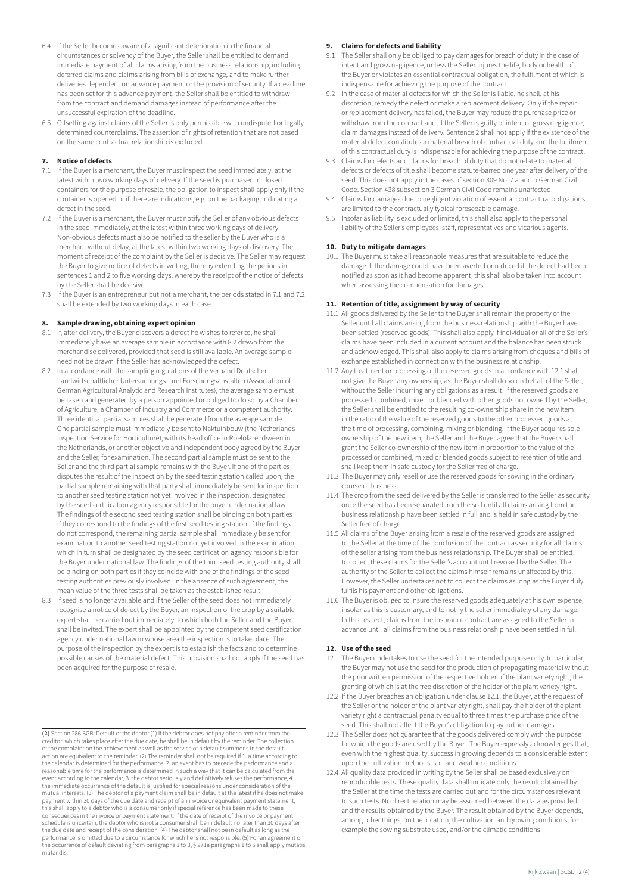6.4 If the Seller becomes aware of a significant deterioration in the financial circumstances or solvency of the Buyer, the Seller shall be entitled to demand immediate payment of all claims arising from the business relationship, including deferred claims and claims arising from bills of exchange, and to make further deliveries dependent on advance payment or the provision of security. If a deadline has been set for this advance payment, the Seller shall be entitled to withdraw from the contract and demand damages instead of performance after the unsuccessful expiration of the deadline.

6.5 Offsetting against claims of the Seller is only permissible with undisputed or legally determined counterclaims. The assertion of rights of retention that are not based on the same contractual relationship is excluded.

**7. Notice of defects**

7.1 If the Buyer is a merchant, the Buyer must inspect the seed immediately, at the latest within two working days of delivery. If the seed is purchased in closed containers for the purpose of resale, the obligation to inspect shall apply only if the container is opened or if there are indications, e.g. on the packaging, indicating a defect in the seed.

7.2 If the Buyer is a merchant, the Buyer must notify the Seller of any obvious defects in the seed immediately, at the latest within three working days of delivery. Non-obvious defects must also be notified to the seller by the Buyer who is a merchant without delay, at the latest within two working days of discovery. The moment of receipt of the complaint by the Seller is decisive. The Seller may request the Buyer to give notice of defects in writing, thereby extending the periods in sentences 1 and 2 to five working days, whereby the receipt of the notice of defects by the Seller shall be decisive.

7.3 If the Buyer is an entrepreneur but not a merchant, the periods stated in 7.1 and 7.2 shall be extended by two working days in each case.

**8. Sample drawing, obtaining expert opinion**

8.1 If, after delivery, the Buyer discovers a defect he wishes to refer to, he shall immediately have an average sample in accordance with 8.2 drawn from the merchandise delivered, provided that seed is still available. An average sample need not be drawn if the Seller has acknowledged the defect.

8.2 In accordance with the sampling regulations of the Verband Deutscher Landwirtschaftlicher Untersuchungs- und Forschungsanstalten (Association of German Agricultural Analytic and Research Institutes), the average sample must be taken and generated by a person appointed or obliged to do so by a Chamber of Agriculture, a Chamber of Industry and Commerce or a competent authority. Three identical partial samples shall be generated from the average sample. One partial sample must immediately be sent to Naktuinbouw (the Netherlands Inspection Service for Horticulture), with its head office in Roelofarendsveen in the Netherlands, or another objective and independent body agreed by the Buyer and the Seller, for examination. The second partial sample must be sent to the Seller and the third partial sample remains with the Buyer. If one of the parties disputes the result of the inspection by the seed testing station called upon, the partial sample remaining with that party shall immediately be sent for inspection to another seed testing station not yet involved in the inspection, designated by the seed certification agency responsible for the buyer under national law. The findings of the second seed testing station shall be binding on both parties if they correspond to the findings of the first seed testing station. If the findings do not correspond, the remaining partial sample shall immediately be sent for examination to another seed testing station not yet involved in the examination, which in turn shall be designated by the seed certification agency responsible for the Buyer under national law. The findings of the third seed testing authority shall be binding on both parties if they coincide with one of the findings of the seed testing authorities previously involved. In the absence of such agreement, the mean value of the three tests shall be taken as the established result.

8.3 If seed is no longer available and if the Seller of the seed does not immediately recognise a notice of defect by the Buyer, an inspection of the crop by a suitable expert shall be carried out immediately, to which both the Seller and the Buyer shall be invited. The expert shall be appointed by the competent seed certification agency under national law in whose area the inspection is to take place. The purpose of the inspection by the expert is to establish the facts and to determine possible causes of the material defect. This provision shall not apply if the seed has been acquired for the purpose of resale.

**9. Claims for defects and liability**

9.1 The Seller shall only be obliged to pay damages for breach of duty in the case of intent and gross negligence, unless the Seller injures the life, body or health of the Buyer or violates an essential contractual obligation, the fulfilment of which is indispensable for achieving the purpose of the contract.

9.2 In the case of material defects for which the Seller is liable, he shall, at his discretion, remedy the defect or make a replacement delivery. Only if the repair or replacement delivery has failed, the Buyer may reduce the purchase price or withdraw from the contract and, if the Seller is guilty of intent or gross negligence, claim damages instead of delivery. Sentence 2 shall not apply if the existence of the material defect constitutes a material breach of contractual duty and the fulfilment of this contractual duty is indispensable for achieving the purpose of the contract.

9.3 Claims for defects and claims for breach of duty that do not relate to material defects or defects of title shall become statute-barred one year after delivery of the seed. This does not apply in the cases of section 309 No. 7 a and b German Civil Code. Section 438 subsection 3 German Civil Code remains unaffected.

9.4 Claims for damages due to negligent violation of essential contractual obligations are limited to the contractually typical foreseeable damage.

9.5 Insofar as liability is excluded or limited, this shall also apply to the personal liability of the Seller's employees, staff, representatives and vicarious agents.

**10. Duty to mitigate damages**

10.1 The Buyer must take all reasonable measures that are suitable to reduce the damage. If the damage could have been averted or reduced if the defect had been notified as soon as it had become apparent, this shall also be taken into account when assessing the compensation for damages.

**11. Retention of title, assignment by way of security**

11.1 All goods delivered by the Seller to the Buyer shall remain the property of the Seller until all claims arising from the business relationship with the Buyer have been settled (reserved goods). This shall also apply if individual or all of the Seller's claims have been included in a current account and the balance has been struck and acknowledged. This shall also apply to claims arising from cheques and bills of exchange established in connection with the business relationship.

11.2 Any treatment or processing of the reserved goods in accordance with 12.1 shall not give the Buyer any ownership, as the Buyer shall do so on behalf of the Seller, without the Seller incurring any obligations as a result. If the reserved goods are processed, combined, mixed or blended with other goods not owned by the Seller, the Seller shall be entitled to the resulting co-ownership share in the new item in the ratio of the value of the reserved goods to the other processed goods at the time of processing, combining, mixing or blending. If the Buyer acquires sole ownership of the new item, the Seller and the Buyer agree that the Buyer shall grant the Seller co-ownership of the new item in proportion to the value of the processed or combined, mixed or blended goods subject to retention of title and shall keep them in safe custody for the Seller free of charge.

11.3 The Buyer may only resell or use the reserved goods for sowing in the ordinary course of business.

11.4 The crop from the seed delivered by the Seller is transferred to the Seller as security once the seed has been separated from the soil until all claims arising from the business relationship have been settled in full and is held in safe custody by the Seller free of charge.

11.5 All claims of the Buyer arising from a resale of the reserved goods are assigned to the Seller at the time of the conclusion of the contract as security for all claims of the seller arising from the business relationship. The Buyer shall be entitled to collect these claims for the Seller's account until revoked by the Seller. The authority of the Seller to collect the claims himself remains unaffected by this. However, the Seller undertakes not to collect the claims as long as the Buyer duly fulfils his payment and other obligations.

11.6 The Buyer is obliged to insure the reserved goods adequately at his own expense, insofar as this is customary, and to notify the seller immediately of any damage. In this respect, claims from the insurance contract are assigned to the Seller in advance until all claims from the business relationship have been settled in full.

**12. Use of the seed**

12.1 The Buyer undertakes to use the seed for the intended purpose only. In particular, the Buyer may not use the seed for the production of propagating material without the prior written permission of the respective holder of the plant variety right, the granting of which is at the free discretion of the holder of the plant variety right.

12.2 If the Buyer breaches an obligation under clause 12.1, the Buyer, at the request of the Seller or the holder of the plant variety right, shall pay the holder of the plant variety right a contractual penalty equal to three times the purchase price of the seed. This shall not affect the Buyer's obligation to pay further damages.

12.3 The Seller does not guarantee that the goods delivered comply with the purpose for which the goods are used by the Buyer. The Buyer expressly acknowledges that, even with the highest quality, success in growing depends to a considerable extent upon the cultivation methods, soil and weather conditions.

12.4 All quality data provided in writing by the Seller shall be based exclusively on reproducible tests. These quality data shall indicate only the result obtained by the Seller at the time the tests are carried out and for the circumstances relevant to such tests. No direct relation may be assumed between the data as provided and the results obtained by the Buyer. The result obtained by the Buyer depends, among other things, on the location, the cultivation and growing conditions, for example the sowing substrate used, and/or the climatic conditions.

---

**(2)** Section 286 BGB: Default of the debtor (1) If the debtor does not pay after a reminder from the creditor, which takes place after the due date, he shall be in default by the reminder. The collection of the complaint on the achievement as well as the service of a default summons in the default action are equivalent to the reminder. (2) The reminder shall not be required if 1. a time according to the calendar is determined for the performance, 2. an event has to precede the performance and a reasonable time for the performance is determined in such a way that it can be calculated from the event according to the calendar, 3. the debtor seriously and definitively refuses the performance, 4. the immediate occurrence of the default is justified for special reasons under consideration of the mutual interests. (3) The debtor of a payment claim shall be in default at the latest if he does not make payment within 30 days of the due date and receipt of an invoice or equivalent payment statement; this shall apply to a debtor who is a consumer only if special reference has been made to these consequences in the invoice or payment statement. If the date of receipt of the invoice or payment schedule is uncertain, the debtor who is not a consumer shall be in default no later than 30 days after the due date and receipt of the consideration. (4) The debtor shall not be in default as long as the performance is omitted due to a circumstance for which he is not responsible. (5) For an agreement on the occurrence of default deviating from paragraphs 1 to 3, § 271a paragraphs 1 to 5 shall apply mutatis mutandis.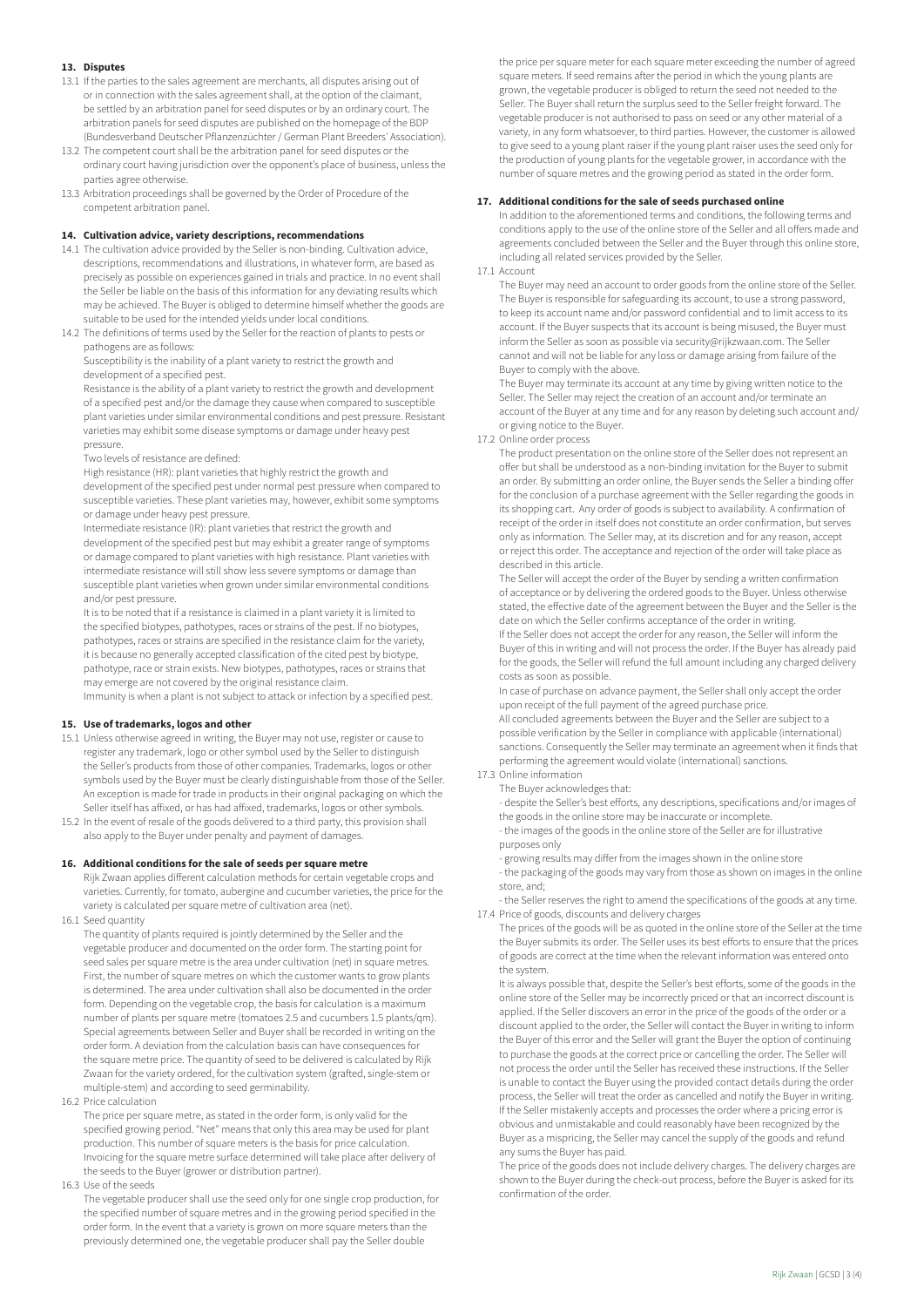## 13. Disputes

13.1 If the parties to the sales agreement are merchants, all disputes arising out of or in connection with the sales agreement shall, at the option of the claimant, be settled by an arbitration panel for seed disputes or by an ordinary court. The arbitration panels for seed disputes are published on the homepage of the BDP (Bundesverband Deutscher Pflanzenzüchter / German Plant Breeders' Association).

13.2 The competent court shall be the arbitration panel for seed disputes or the ordinary court having jurisdiction over the opponent's place of business, unless the parties agree otherwise.

13.3 Arbitration proceedings shall be governed by the Order of Procedure of the competent arbitration panel.

## 14. Cultivation advice, variety descriptions, recommendations

14.1 The cultivation advice provided by the Seller is non-binding. Cultivation advice, descriptions, recommendations and illustrations, in whatever form, are based as precisely as possible on experiences gained in trials and practice. In no event shall the Seller be liable on the basis of this information for any deviating results which may be achieved. The Buyer is obliged to determine himself whether the goods are suitable to be used for the intended yields under local conditions.

14.2 The definitions of terms used by the Seller for the reaction of plants to pests or pathogens are as follows:

Susceptibility is the inability of a plant variety to restrict the growth and development of a specified pest.

Resistance is the ability of a plant variety to restrict the growth and development of a specified pest and/or the damage they cause when compared to susceptible plant varieties under similar environmental conditions and pest pressure. Resistant varieties may exhibit some disease symptoms or damage under heavy pest pressure.

Two levels of resistance are defined:

High resistance (HR): plant varieties that highly restrict the growth and development of the specified pest under normal pest pressure when compared to susceptible varieties. These plant varieties may, however, exhibit some symptoms or damage under heavy pest pressure.

Intermediate resistance (IR): plant varieties that restrict the growth and development of the specified pest but may exhibit a greater range of symptoms or damage compared to plant varieties with high resistance. Plant varieties with intermediate resistance will still show less severe symptoms or damage than susceptible plant varieties when grown under similar environmental conditions and/or pest pressure.

It is to be noted that if a resistance is claimed in a plant variety it is limited to the specified biotypes, pathotypes, races or strains of the pest. If no biotypes, pathotypes, races or strains are specified in the resistance claim for the variety, it is because no generally accepted classification of the cited pest by biotype, pathotype, race or strain exists. New biotypes, pathotypes, races or strains that may emerge are not covered by the original resistance claim.

Immunity is when a plant is not subject to attack or infection by a specified pest.

## 15. Use of trademarks, logos and other

15.1 Unless otherwise agreed in writing, the Buyer may not use, register or cause to register any trademark, logo or other symbol used by the Seller to distinguish the Seller's products from those of other companies. Trademarks, logos or other symbols used by the Buyer must be clearly distinguishable from those of the Seller. An exception is made for trade in products in their original packaging on which the Seller itself has affixed, or has had affixed, trademarks, logos or other symbols.

15.2 In the event of resale of the goods delivered to a third party, this provision shall also apply to the Buyer under penalty and payment of damages.

## 16. Additional conditions for the sale of seeds per square metre

Rijk Zwaan applies different calculation methods for certain vegetable crops and varieties. Currently, for tomato, aubergine and cucumber varieties, the price for the variety is calculated per square metre of cultivation area (net).

16.1 Seed quantity

The quantity of plants required is jointly determined by the Seller and the vegetable producer and documented on the order form. The starting point for seed sales per square metre is the area under cultivation (net) in square metres. First, the number of square metres on which the customer wants to grow plants is determined. The area under cultivation shall also be documented in the order form. Depending on the vegetable crop, the basis for calculation is a maximum number of plants per square metre (tomatoes 2.5 and cucumbers 1.5 plants/qm). Special agreements between Seller and Buyer shall be recorded in writing on the order form. A deviation from the calculation basis can have consequences for the square metre price. The quantity of seed to be delivered is calculated by Rijk Zwaan for the variety ordered, for the cultivation system (grafted, single-stem or multiple-stem) and according to seed germinability.

16.2 Price calculation

The price per square metre, as stated in the order form, is only valid for the specified growing period. "Net" means that only this area may be used for plant production. This number of square meters is the basis for price calculation. Invoicing for the square metre surface determined will take place after delivery of the seeds to the Buyer (grower or distribution partner).

16.3 Use of the seeds

The vegetable producer shall use the seed only for one single crop production, for the specified number of square metres and in the growing period specified in the order form. In the event that a variety is grown on more square meters than the previously determined one, the vegetable producer shall pay the Seller double the price per square meter for each square meter exceeding the number of agreed square meters. If seed remains after the period in which the young plants are grown, the vegetable producer is obliged to return the seed not needed to the Seller. The Buyer shall return the surplus seed to the Seller freight forward. The vegetable producer is not authorised to pass on seed or any other material of a variety, in any form whatsoever, to third parties. However, the customer is allowed to give seed to a young plant raiser if the young plant raiser uses the seed only for the production of young plants for the vegetable grower, in accordance with the number of square metres and the growing period as stated in the order form.

## 17. Additional conditions for the sale of seeds purchased online

In addition to the aforementioned terms and conditions, the following terms and conditions apply to the use of the online store of the Seller and all offers made and agreements concluded between the Seller and the Buyer through this online store, including all related services provided by the Seller.

17.1 Account

The Buyer may need an account to order goods from the online store of the Seller. The Buyer is responsible for safeguarding its account, to use a strong password, to keep its account name and/or password confidential and to limit access to its account. If the Buyer suspects that its account is being misused, the Buyer must inform the Seller as soon as possible via security@rijkzwaan.com. The Seller cannot and will not be liable for any loss or damage arising from failure of the Buyer to comply with the above.

The Buyer may terminate its account at any time by giving written notice to the Seller. The Seller may reject the creation of an account and/or terminate an account of the Buyer at any time and for any reason by deleting such account and/or giving notice to the Buyer.

17.2 Online order process

The product presentation on the online store of the Seller does not represent an offer but shall be understood as a non-binding invitation for the Buyer to submit an order. By submitting an order online, the Buyer sends the Seller a binding offer for the conclusion of a purchase agreement with the Seller regarding the goods in its shopping cart. Any order of goods is subject to availability. A confirmation of receipt of the order in itself does not constitute an order confirmation, but serves only as information. The Seller may, at its discretion and for any reason, accept or reject this order. The acceptance and rejection of the order will take place as described in this article.

The Seller will accept the order of the Buyer by sending a written confirmation of acceptance or by delivering the ordered goods to the Buyer. Unless otherwise stated, the effective date of the agreement between the Buyer and the Seller is the date on which the Seller confirms acceptance of the order in writing.

If the Seller does not accept the order for any reason, the Seller will inform the Buyer of this in writing and will not process the order. If the Buyer has already paid for the goods, the Seller will refund the full amount including any charged delivery costs as soon as possible.

In case of purchase on advance payment, the Seller shall only accept the order upon receipt of the full payment of the agreed purchase price.

All concluded agreements between the Buyer and the Seller are subject to a possible verification by the Seller in compliance with applicable (international) sanctions. Consequently the Seller may terminate an agreement when it finds that performing the agreement would violate (international) sanctions.

17.3 Online information

The Buyer acknowledges that:

- despite the Seller's best efforts, any descriptions, specifications and/or images of the goods in the online store may be inaccurate or incomplete.
- the images of the goods in the online store of the Seller are for illustrative purposes only
- growing results may differ from the images shown in the online store
- the packaging of the goods may vary from those as shown on images in the online store, and;
- the Seller reserves the right to amend the specifications of the goods at any time.

17.4 Price of goods, discounts and delivery charges

The prices of the goods will be as quoted in the online store of the Seller at the time the Buyer submits its order. The Seller uses its best efforts to ensure that the prices of goods are correct at the time when the relevant information was entered onto the system.

It is always possible that, despite the Seller's best efforts, some of the goods in the online store of the Seller may be incorrectly priced or that an incorrect discount is applied. If the Seller discovers an error in the price of the goods of the order or a discount applied to the order, the Seller will contact the Buyer in writing to inform the Buyer of this error and the Seller will grant the Buyer the option of continuing to purchase the goods at the correct price or cancelling the order. The Seller will not process the order until the Seller has received these instructions. If the Seller is unable to contact the Buyer using the provided contact details during the order process, the Seller will treat the order as cancelled and notify the Buyer in writing. If the Seller mistakenly accepts and processes the order where a pricing error is obvious and unmistakable and could reasonably have been recognized by the Buyer as a mispricing, the Seller may cancel the supply of the goods and refund any sums the Buyer has paid.

The price of the goods does not include delivery charges. The delivery charges are shown to the Buyer during the check-out process, before the Buyer is asked for its confirmation of the order.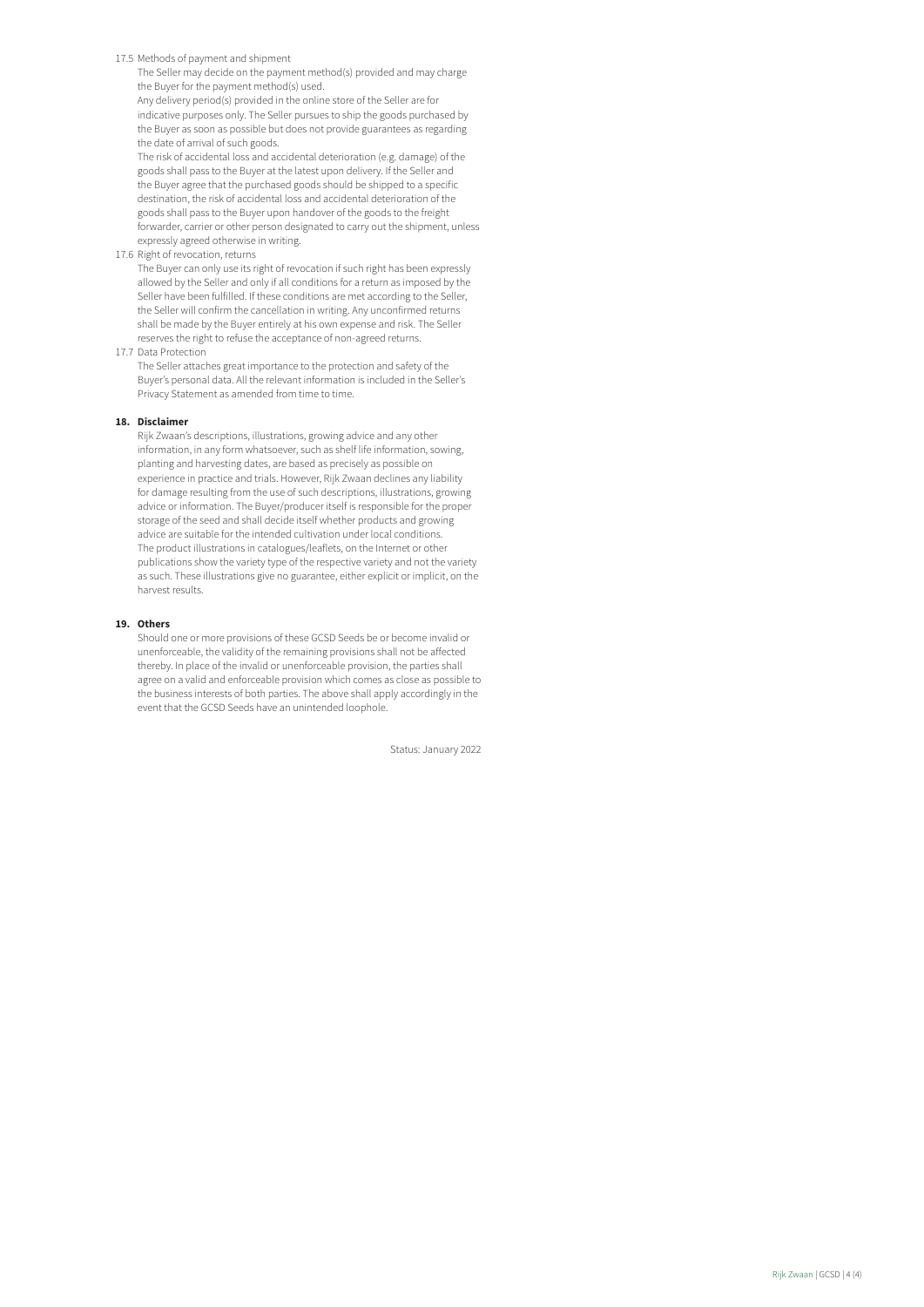17.5 Methods of payment and shipment

The Seller may decide on the payment method(s) provided and may charge the Buyer for the payment method(s) used.

Any delivery period(s) provided in the online store of the Seller are for indicative purposes only. The Seller pursues to ship the goods purchased by the Buyer as soon as possible but does not provide guarantees as regarding the date of arrival of such goods.

The risk of accidental loss and accidental deterioration (e.g. damage) of the goods shall pass to the Buyer at the latest upon delivery. If the Seller and the Buyer agree that the purchased goods should be shipped to a specific destination, the risk of accidental loss and accidental deterioration of the goods shall pass to the Buyer upon handover of the goods to the freight forwarder, carrier or other person designated to carry out the shipment, unless expressly agreed otherwise in writing.

17.6 Right of revocation, returns

The Buyer can only use its right of revocation if such right has been expressly allowed by the Seller and only if all conditions for a return as imposed by the Seller have been fulfilled. If these conditions are met according to the Seller, the Seller will confirm the cancellation in writing. Any unconfirmed returns shall be made by the Buyer entirely at his own expense and risk. The Seller reserves the right to refuse the acceptance of non-agreed returns.

17.7 Data Protection

The Seller attaches great importance to the protection and safety of the Buyer's personal data. All the relevant information is included in the Seller's Privacy Statement as amended from time to time.

## 18. Disclaimer

Rijk Zwaan's descriptions, illustrations, growing advice and any other information, in any form whatsoever, such as shelf life information, sowing, planting and harvesting dates, are based as precisely as possible on experience in practice and trials. However, Rijk Zwaan declines any liability for damage resulting from the use of such descriptions, illustrations, growing advice or information. The Buyer/producer itself is responsible for the proper storage of the seed and shall decide itself whether products and growing advice are suitable for the intended cultivation under local conditions.
The product illustrations in catalogues/leaflets, on the Internet or other publications show the variety type of the respective variety and not the variety as such. These illustrations give no guarantee, either explicit or implicit, on the harvest results.

## 19. Others

Should one or more provisions of these GCSD Seeds be or become invalid or unenforceable, the validity of the remaining provisions shall not be affected thereby. In place of the invalid or unenforceable provision, the parties shall agree on a valid and enforceable provision which comes as close as possible to the business interests of both parties. The above shall apply accordingly in the event that the GCSD Seeds have an unintended loophole.

Status: January 2022